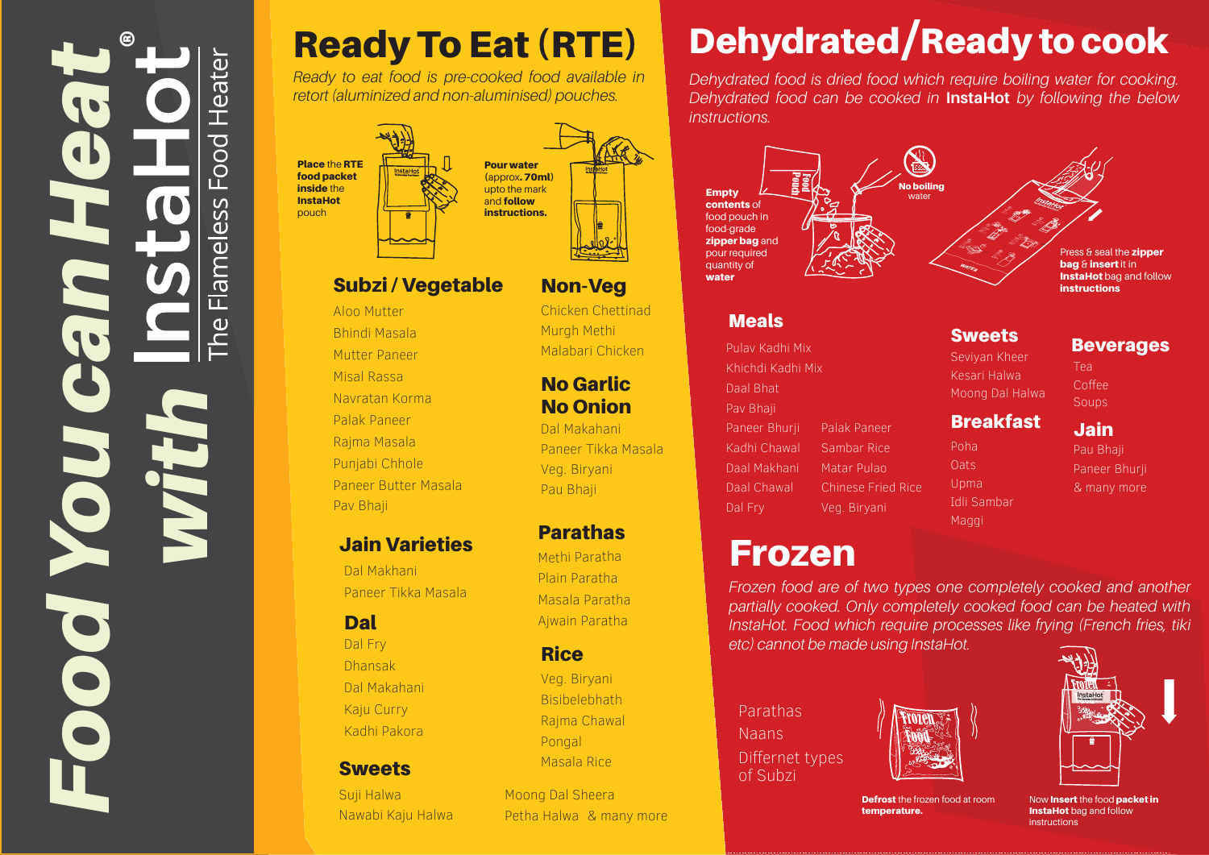# Food You can Heat with InstaHot®

The Flameless Food Heater

## Ready To Eat (RTE)

*Ready to eat food is pre-cooked food available in retort (aluminized and non-aluminised) pouches.*

**Place** the **RTE food packet inside** the **InstaHot** pouch

**Pour water** (approx. **70ml**) upto the mark and **follow instructions.**

### Subzi / Vegetable

- Aloo Mutter
- Bhindi Masala
- Mutter Paneer
- Misal Rassa
- Navratan Korma
- Palak Paneer
- Rajma Masala
- Punjabi Chhole
- Paneer Butter Masala
- Pav Bhaji

### Non-Veg

- Chicken Chettinad
- Murgh Methi
- Malabari Chicken

### No Garlic No Onion

- Dal Makahani
- Paneer Tikka Masala
- Veg. Biryani
- Pau Bhaji

### Jain Varieties

- Dal Makhani
- Paneer Tikka Masala

### Dal

- Dal Fry
- Dhansak
- Dal Makahani
- Kaju Curry
- Kadhi Pakora

### Parathas

- Methi Paratha
- Plain Paratha
- Masala Paratha
- Ajwain Paratha

### Rice

- Veg. Biryani
- Bisibelebhath
- Rajma Chawal
- Pongal
- Masala Rice

### Sweets

- Suji Halwa
- Nawabi Kaju Halwa
- Moong Dal Sheera
- Petha Halwa & many more

## Dehydrated/Ready to cook

*Dehydrated food is dried food which require boiling water for cooking. Dehydrated food can be cooked in* ***InstaHot*** *by following the below instructions.*

**Empty contents** of food pouch in food-grade **zipper bag** and pour required quantity of **water**

**No boiling** water

Press & seal the **zipper bag** & **insert** it in **InstaHot** bag and follow **instructions**

### Meals

- Pulav Kadhi Mix
- Khichdi Kadhi Mix
- Daal Bhat
- Pav Bhaji
- Paneer Bhurji
- Kadhi Chawal
- Daal Makhani
- Daal Chawal
- Dal Fry
- Palak Paneer
- Sambar Rice
- Matar Pulao
- Chinese Fried Rice
- Veg. Biryani

### Sweets

- Seviyan Kheer
- Kesari Halwa
- Moong Dal Halwa

### Breakfast

- Poha
- Oats
- Upma
- Idli Sambar
- Maggi

### Beverages

- Tea
- Coffee
- Soups

### Jain

- Pau Bhaji
- Paneer Bhurji
- & many more

## Frozen

*Frozen food are of two types one completely cooked and another partially cooked. Only completely cooked food can be heated with InstaHot. Food which require processes like frying (French fries, tiki etc) cannot be made using InstaHot.*

- Parathas
- Naans
- Differnet types of Subzi

**Defrost** the frozen food at room **temperature.**

Now **Insert** the food **packet in InstaHot** bag and follow instructions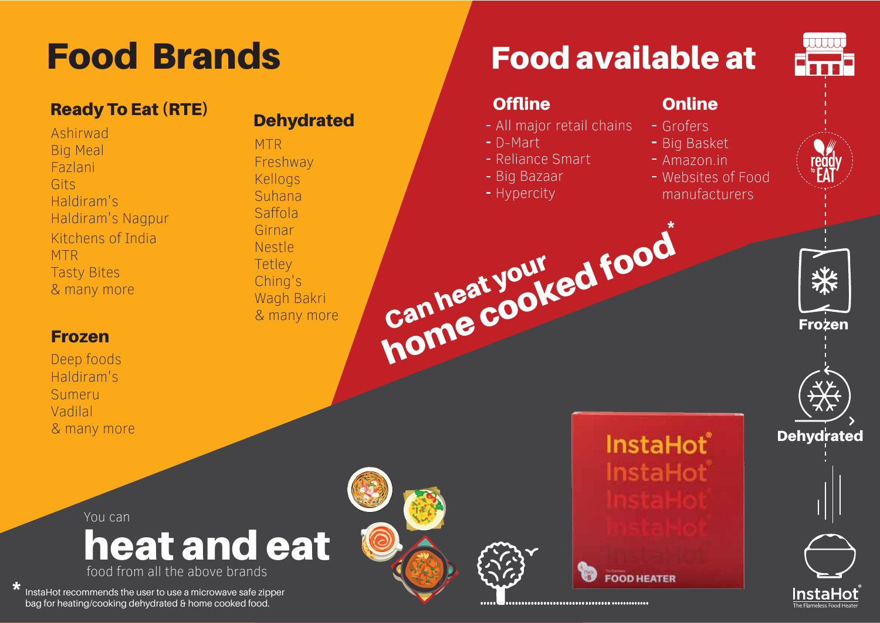# Food Brands

## Ready To Eat (RTE)

Ashirwad
Big Meal
Fazlani
Gits
Haldiram's
Haldiram's Nagpur
Kitchens of India
MTR
Tasty Bites
& many more

## Dehydrated

MTR
Freshway
Kellogs
Suhana
Saffola
Girnar
Nestle
Tetley
Ching's
Wagh Bakri
& many more

## Frozen

Deep foods
Haldiram's
Sumeru
Vadilal
& many more

# Food available at

## Offline

- All major retail chains
- D-Mart
- Reliance Smart
- Big Bazaar
- Hypercity

## Online

- Grofers
- Big Basket
- Amazon.in
- Websites of Food manufacturers

**Can heat your home cooked food***

You can

**heat and eat**

food from all the above brands

\* InstaHot recommends the user to use a microwave safe zipper bag for heating/cooking dehydrated & home cooked food.

ready to EAT

Frozen

Dehydrated

InstaHot
The Flameless Food Heater